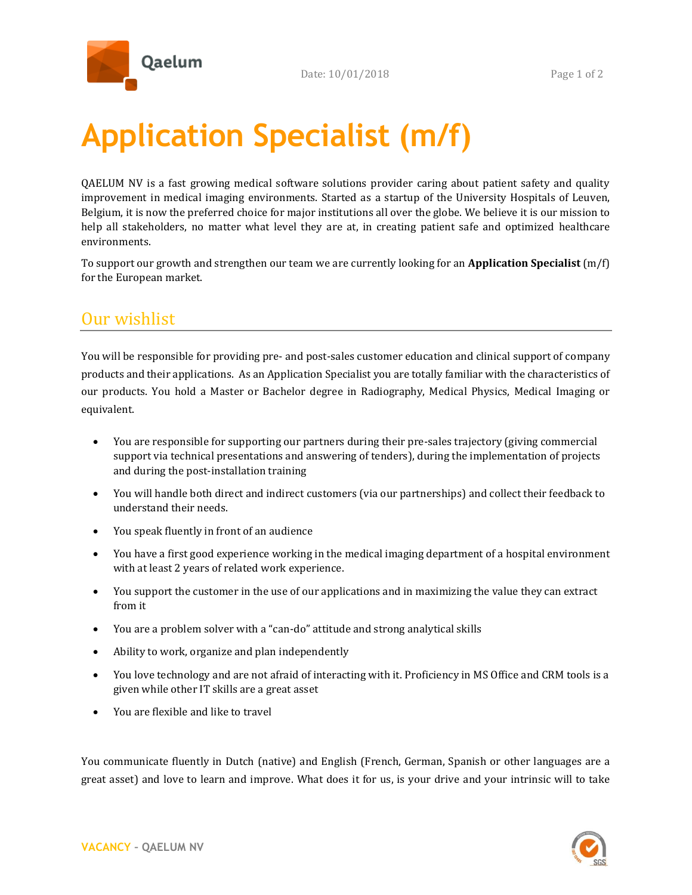# Application Specialist (m/f)

QAELUM NV is a fast growing medical software solutions provider caring about patient safety and quality improvement in medical imaging environments. Started as a startup of the University Hospitals of Leuven, Belgium, it is now the preferred choice for major institutions all over the globe. We believe it is our mission to help all stakeholders, no matter what level they are at, in creating patient safe and optimized healthcare environments.

To support our growth and strengthen our team we are currently looking for an **Application Specialist** (m/f) for the European market.

## Our wishlist

You will be responsible for providing pre- and post-sales customer education and clinical support of company products and their applications. As an Application Specialist you are totally familiar with the characteristics of our products. You hold a Master or Bachelor degree in Radiography, Medical Physics, Medical Imaging or equivalent.

- You are responsible for supporting our partners during their pre-sales trajectory (giving commercial support via technical presentations and answering of tenders), during the implementation of projects and during the post-installation training
- You will handle both direct and indirect customers (via our partnerships) and collect their feedback to understand their needs.
- You speak fluently in front of an audience
- You have a first good experience working in the medical imaging department of a hospital environment with at least 2 years of related work experience.
- You support the customer in the use of our applications and in maximizing the value they can extract from it
- You are a problem solver with a "can-do" attitude and strong analytical skills
- Ability to work, organize and plan independently
- You love technology and are not afraid of interacting with it. Proficiency in MS Office and CRM tools is a given while other IT skills are a great asset
- You are flexible and like to travel

You communicate fluently in Dutch (native) and English (French, German, Spanish or other languages are a great asset) and love to learn and improve. What does it for us, is your drive and your intrinsic will to take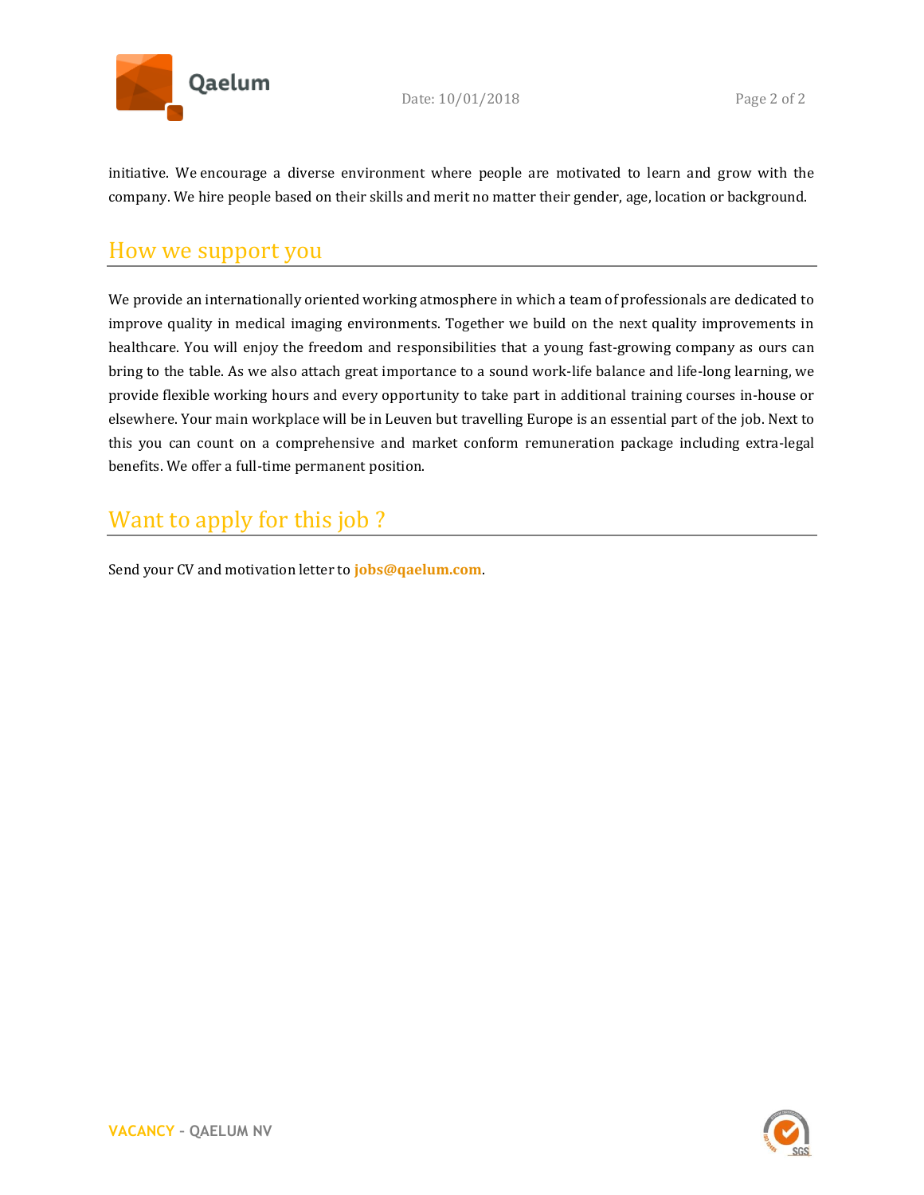initiative. We encourage a diverse environment where people are motivated to learn and grow with the company. We hire people based on their skills and merit no matter their gender, age, location or background.

## How we support you

We provide an internationally oriented working atmosphere in which a team of professionals are dedicated to improve quality in medical imaging environments. Together we build on the next quality improvements in healthcare. You will enjoy the freedom and responsibilities that a young fast-growing company as ours can bring to the table. As we also attach great importance to a sound work-life balance and life-long learning, we provide flexible working hours and every opportunity to take part in additional training courses in-house or elsewhere. Your main workplace will be in Leuven but travelling Europe is an essential part of the job. Next to this you can count on a comprehensive and market conform remuneration package including extra-legal benefits. We offer a full-time permanent position.

## Want to apply for this job ?

Send your CV and motivation letter to **jobs@qaelum.com**.